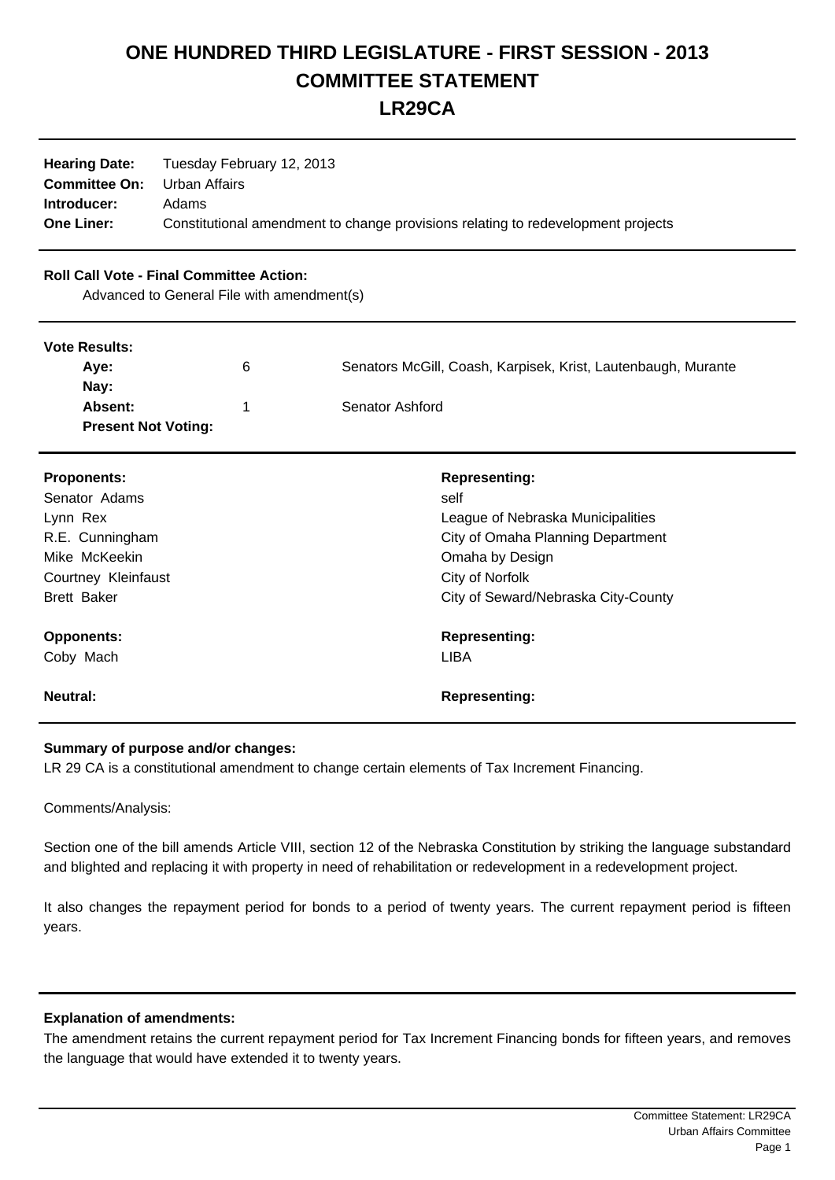# ONE HUNDRED THIRD LEGISLATURE - FIRST SESSION - 2013
# COMMITTEE STATEMENT
# LR29CA

**Hearing Date:** Tuesday February 12, 2013
**Committee On:** Urban Affairs
**Introducer:** Adams
**One Liner:** Constitutional amendment to change provisions relating to redevelopment projects

**Roll Call Vote - Final Committee Action:**
Advanced to General File with amendment(s)

**Vote Results:**

| | | |
|---|---|---|
| **Aye:** | 6 | Senators McGill, Coash, Karpisek, Krist, Lautenbaugh, Murante |
| **Nay:** | | |
| **Absent:** | 1 | Senator Ashford |
| **Present Not Voting:** | | |

| **Proponents:** | **Representing:** |
|---|---|
| Senator Adams | self |
| Lynn Rex | League of Nebraska Municipalities |
| R.E. Cunningham | City of Omaha Planning Department |
| Mike McKeekin | Omaha by Design |
| Courtney Kleinfaust | City of Norfolk |
| Brett Baker | City of Seward/Nebraska City-County |

| **Opponents:** | **Representing:** |
|---|---|
| Coby Mach | LIBA |

| **Neutral:** | **Representing:** |
|---|---|

**Summary of purpose and/or changes:**
LR 29 CA is a constitutional amendment to change certain elements of Tax Increment Financing.

Comments/Analysis:

Section one of the bill amends Article VIII, section 12 of the Nebraska Constitution by striking the language substandard and blighted and replacing it with property in need of rehabilitation or redevelopment in a redevelopment project.

It also changes the repayment period for bonds to a period of twenty years. The current repayment period is fifteen years.

**Explanation of amendments:**
The amendment retains the current repayment period for Tax Increment Financing bonds for fifteen years, and removes the language that would have extended it to twenty years.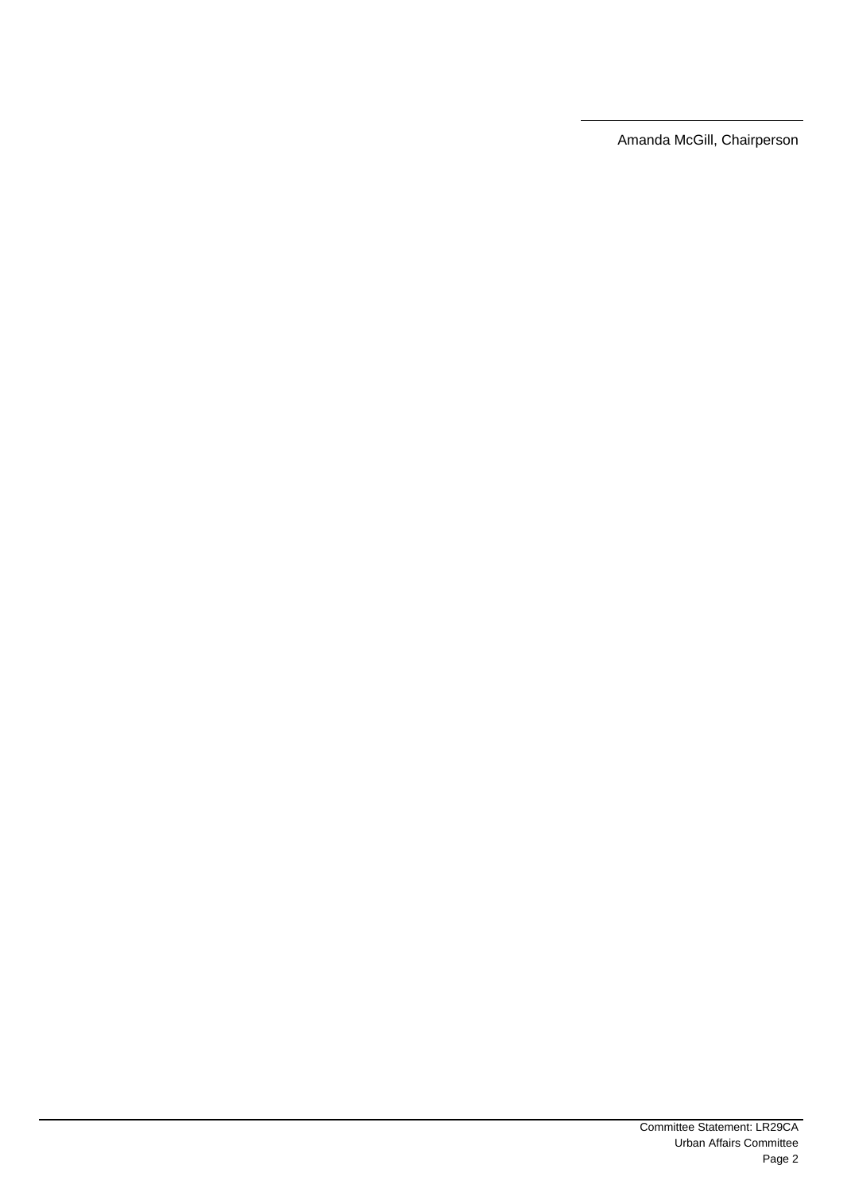Amanda McGill, Chairperson